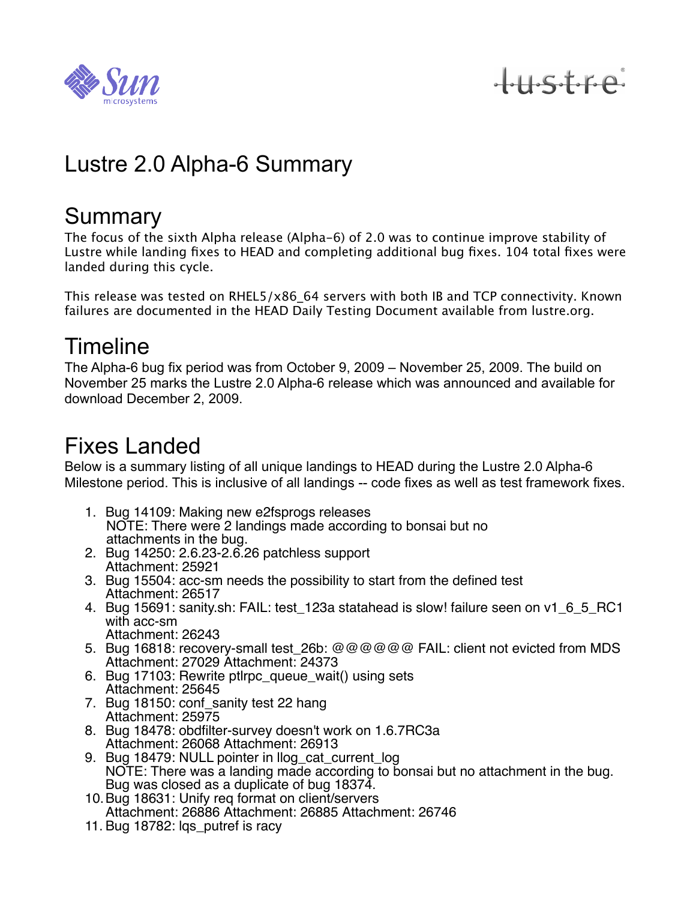# Lustre 2.0 Alpha-6 Summary

## Summary

The focus of the sixth Alpha release (Alpha-6) of 2.0 was to continue improve stability of Lustre while landing fixes to HEAD and completing additional bug fixes. 104 total fixes were landed during this cycle.

This release was tested on RHEL5/x86_64 servers with both IB and TCP connectivity. Known failures are documented in the HEAD Daily Testing Document available from lustre.org.

## Timeline

The Alpha-6 bug fix period was from October 9, 2009 – November 25, 2009. The build on November 25 marks the Lustre 2.0 Alpha-6 release which was announced and available for download December 2, 2009.

## Fixes Landed

Below is a summary listing of all unique landings to HEAD during the Lustre 2.0 Alpha-6 Milestone period. This is inclusive of all landings -- code fixes as well as test framework fixes.

1. Bug 14109: Making new e2fsprogs releases
   NOTE: There were 2 landings made according to bonsai but no attachments in the bug.
2. Bug 14250: 2.6.23-2.6.26 patchless support
   Attachment: 25921
3. Bug 15504: acc-sm needs the possibility to start from the defined test
   Attachment: 26517
4. Bug 15691: sanity.sh: FAIL: test_123a statahead is slow! failure seen on v1_6_5_RC1 with acc-sm
   Attachment: 26243
5. Bug 16818: recovery-small test_26b: @@@@@@ FAIL: client not evicted from MDS
   Attachment: 27029 Attachment: 24373
6. Bug 17103: Rewrite ptlrpc_queue_wait() using sets
   Attachment: 25645
7. Bug 18150: conf_sanity test 22 hang
   Attachment: 25975
8. Bug 18478: obdfilter-survey doesn't work on 1.6.7RC3a
   Attachment: 26068 Attachment: 26913
9. Bug 18479: NULL pointer in llog_cat_current_log
   NOTE: There was a landing made according to bonsai but no attachment in the bug. Bug was closed as a duplicate of bug 18374.
10. Bug 18631: Unify req format on client/servers
    Attachment: 26886 Attachment: 26885 Attachment: 26746
11. Bug 18782: lqs_putref is racy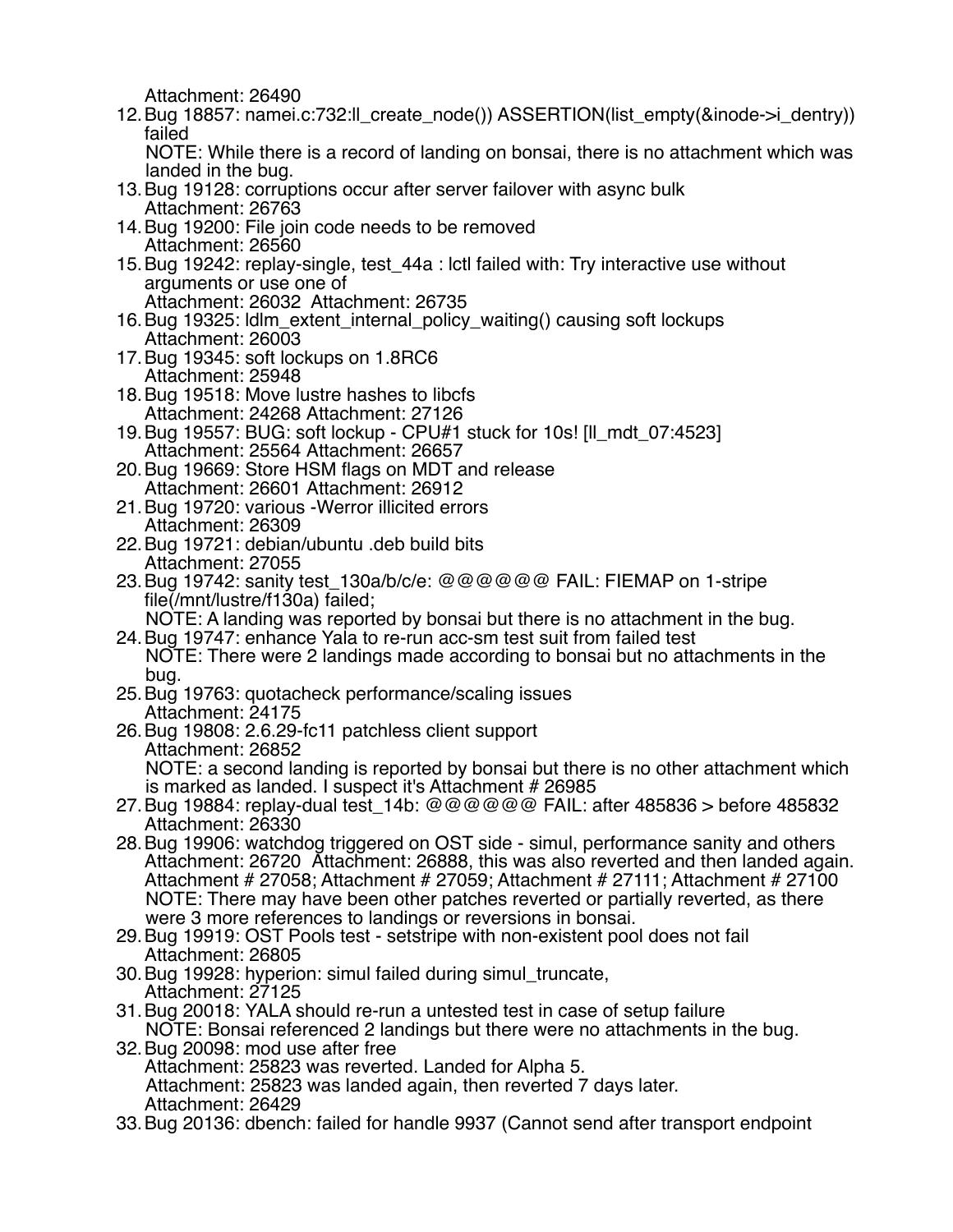Attachment: 26490

12. Bug 18857: namei.c:732:ll_create_node()) ASSERTION(list_empty(&inode->i_dentry)) failed
    NOTE: While there is a record of landing on bonsai, there is no attachment which was landed in the bug.
13. Bug 19128: corruptions occur after server failover with async bulk
    Attachment: 26763
14. Bug 19200: File join code needs to be removed
    Attachment: 26560
15. Bug 19242: replay-single, test_44a : lctl failed with: Try interactive use without arguments or use one of
    Attachment: 26032 Attachment: 26735
16. Bug 19325: ldlm_extent_internal_policy_waiting() causing soft lockups
    Attachment: 26003
17. Bug 19345: soft lockups on 1.8RC6
    Attachment: 25948
18. Bug 19518: Move lustre hashes to libcfs
    Attachment: 24268 Attachment: 27126
19. Bug 19557: BUG: soft lockup - CPU#1 stuck for 10s! [ll_mdt_07:4523]
    Attachment: 25564 Attachment: 26657
20. Bug 19669: Store HSM flags on MDT and release
    Attachment: 26601 Attachment: 26912
21. Bug 19720: various -Werror illicited errors
    Attachment: 26309
22. Bug 19721: debian/ubuntu .deb build bits
    Attachment: 27055
23. Bug 19742: sanity test_130a/b/c/e: @@@@@@ FAIL: FIEMAP on 1-stripe file(/mnt/lustre/f130a) failed;
    NOTE: A landing was reported by bonsai but there is no attachment in the bug.
24. Bug 19747: enhance Yala to re-run acc-sm test suit from failed test
    NOTE: There were 2 landings made according to bonsai but no attachments in the bug.
25. Bug 19763: quotacheck performance/scaling issues
    Attachment: 24175
26. Bug 19808: 2.6.29-fc11 patchless client support
    Attachment: 26852
    NOTE: a second landing is reported by bonsai but there is no other attachment which is marked as landed. I suspect it's Attachment # 26985
27. Bug 19884: replay-dual test_14b: @@@@@@ FAIL: after 485836 > before 485832
    Attachment: 26330
28. Bug 19906: watchdog triggered on OST side - simul, performance sanity and others
    Attachment: 26720 Attachment: 26888, this was also reverted and then landed again. Attachment # 27058; Attachment # 27059; Attachment # 27111; Attachment # 27100
    NOTE: There may have been other patches reverted or partially reverted, as there were 3 more references to landings or reversions in bonsai.
29. Bug 19919: OST Pools test - setstripe with non-existent pool does not fail
    Attachment: 26805
30. Bug 19928: hyperion: simul failed during simul_truncate,
    Attachment: 27125
31. Bug 20018: YALA should re-run a untested test in case of setup failure
    NOTE: Bonsai referenced 2 landings but there were no attachments in the bug.
32. Bug 20098: mod use after free
    Attachment: 25823 was reverted. Landed for Alpha 5.
    Attachment: 25823 was landed again, then reverted 7 days later.
    Attachment: 26429
33. Bug 20136: dbench: failed for handle 9937 (Cannot send after transport endpoint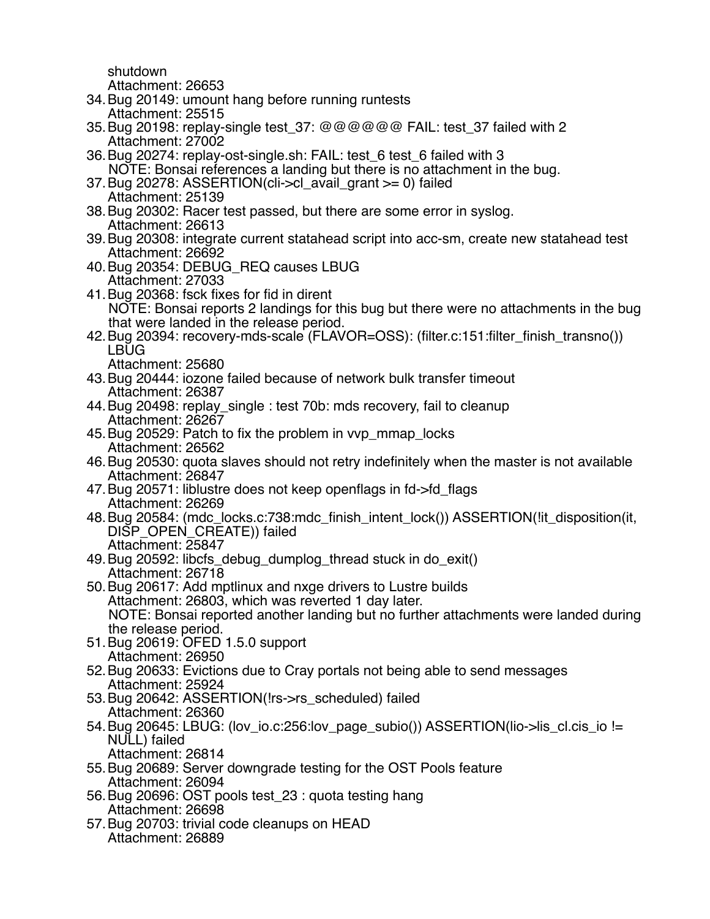shutdown
Attachment: 26653

34. Bug 20149: umount hang before running runtests
    Attachment: 25515
35. Bug 20198: replay-single test_37: @@@@@@ FAIL: test_37 failed with 2
    Attachment: 27002
36. Bug 20274: replay-ost-single.sh: FAIL: test_6 test_6 failed with 3
    NOTE: Bonsai references a landing but there is no attachment in the bug.
37. Bug 20278: ASSERTION(cli->cl_avail_grant >= 0) failed
    Attachment: 25139
38. Bug 20302: Racer test passed, but there are some error in syslog.
    Attachment: 26613
39. Bug 20308: integrate current statahead script into acc-sm, create new statahead test
    Attachment: 26692
40. Bug 20354: DEBUG_REQ causes LBUG
    Attachment: 27033
41. Bug 20368: fsck fixes for fid in dirent
    NOTE: Bonsai reports 2 landings for this bug but there were no attachments in the bug that were landed in the release period.
42. Bug 20394: recovery-mds-scale (FLAVOR=OSS): (filter.c:151:filter_finish_transno()) LBUG
    Attachment: 25680
43. Bug 20444: iozone failed because of network bulk transfer timeout
    Attachment: 26387
44. Bug 20498: replay_single : test 70b: mds recovery, fail to cleanup
    Attachment: 26267
45. Bug 20529: Patch to fix the problem in vvp_mmap_locks
    Attachment: 26562
46. Bug 20530: quota slaves should not retry indefinitely when the master is not available
    Attachment: 26847
47. Bug 20571: liblustre does not keep openflags in fd->fd_flags
    Attachment: 26269
48. Bug 20584: (mdc_locks.c:738:mdc_finish_intent_lock()) ASSERTION(!it_disposition(it, DISP_OPEN_CREATE)) failed
    Attachment: 25847
49. Bug 20592: libcfs_debug_dumplog_thread stuck in do_exit()
    Attachment: 26718
50. Bug 20617: Add mptlinux and nxge drivers to Lustre builds
    Attachment: 26803, which was reverted 1 day later.
    NOTE: Bonsai reported another landing but no further attachments were landed during the release period.
51. Bug 20619: OFED 1.5.0 support
    Attachment: 26950
52. Bug 20633: Evictions due to Cray portals not being able to send messages
    Attachment: 25924
53. Bug 20642: ASSERTION(!rs->rs_scheduled) failed
    Attachment: 26360
54. Bug 20645: LBUG: (lov_io.c:256:lov_page_subio()) ASSERTION(lio->lis_cl.cis_io != NULL) failed
    Attachment: 26814
55. Bug 20689: Server downgrade testing for the OST Pools feature
    Attachment: 26094
56. Bug 20696: OST pools test_23 : quota testing hang
    Attachment: 26698
57. Bug 20703: trivial code cleanups on HEAD
    Attachment: 26889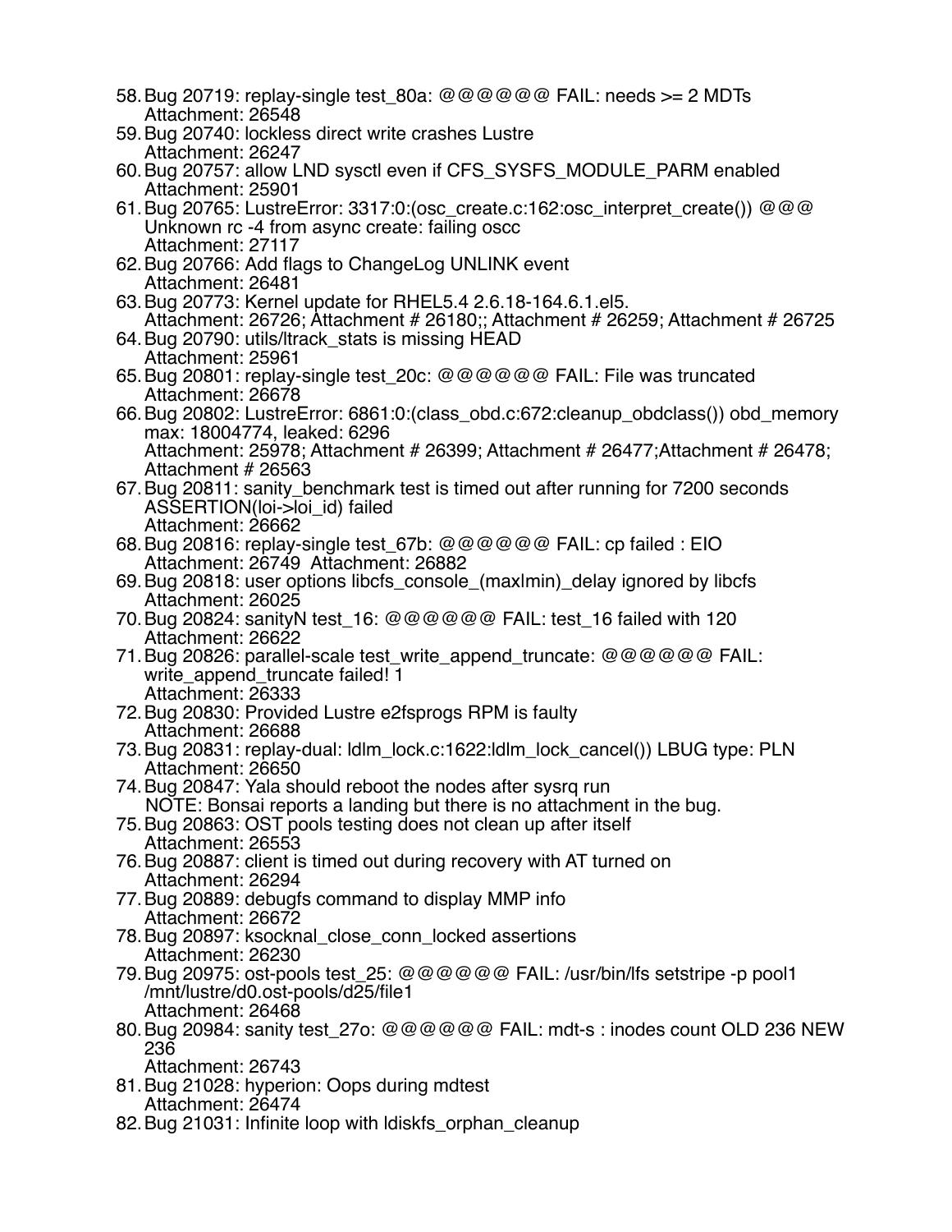58. Bug 20719: replay-single test_80a: @@@@@@ FAIL: needs >= 2 MDTs
    Attachment: 26548
59. Bug 20740: lockless direct write crashes Lustre
    Attachment: 26247
60. Bug 20757: allow LND sysctl even if CFS_SYSFS_MODULE_PARM enabled
    Attachment: 25901
61. Bug 20765: LustreError: 3317:0:(osc_create.c:162:osc_interpret_create()) @@@ Unknown rc -4 from async create: failing oscc
    Attachment: 27117
62. Bug 20766: Add flags to ChangeLog UNLINK event
    Attachment: 26481
63. Bug 20773: Kernel update for RHEL5.4 2.6.18-164.6.1.el5.
    Attachment: 26726; Attachment # 26180;; Attachment # 26259; Attachment # 26725
64. Bug 20790: utils/ltrack_stats is missing HEAD
    Attachment: 25961
65. Bug 20801: replay-single test_20c: @@@@@@ FAIL: File was truncated
    Attachment: 26678
66. Bug 20802: LustreError: 6861:0:(class_obd.c:672:cleanup_obdclass()) obd_memory max: 18004774, leaked: 6296
    Attachment: 25978; Attachment # 26399; Attachment # 26477;Attachment # 26478; Attachment # 26563
67. Bug 20811: sanity_benchmark test is timed out after running for 7200 seconds ASSERTION(loi->loi_id) failed
    Attachment: 26662
68. Bug 20816: replay-single test_67b: @@@@@@ FAIL: cp failed : EIO
    Attachment: 26749  Attachment: 26882
69. Bug 20818: user options libcfs_console_(max|min)_delay ignored by libcfs
    Attachment: 26025
70. Bug 20824: sanityN test_16: @@@@@@ FAIL: test_16 failed with 120
    Attachment: 26622
71. Bug 20826: parallel-scale test_write_append_truncate: @@@@@@ FAIL: write_append_truncate failed! 1
    Attachment: 26333
72. Bug 20830: Provided Lustre e2fsprogs RPM is faulty
    Attachment: 26688
73. Bug 20831: replay-dual: ldlm_lock.c:1622:ldlm_lock_cancel()) LBUG type: PLN
    Attachment: 26650
74. Bug 20847: Yala should reboot the nodes after sysrq run
    NOTE: Bonsai reports a landing but there is no attachment in the bug.
75. Bug 20863: OST pools testing does not clean up after itself
    Attachment: 26553
76. Bug 20887: client is timed out during recovery with AT turned on
    Attachment: 26294
77. Bug 20889: debugfs command to display MMP info
    Attachment: 26672
78. Bug 20897: ksocknal_close_conn_locked assertions
    Attachment: 26230
79. Bug 20975: ost-pools test_25: @@@@@@ FAIL: /usr/bin/lfs setstripe -p pool1 /mnt/lustre/d0.ost-pools/d25/file1
    Attachment: 26468
80. Bug 20984: sanity test_27o: @@@@@@ FAIL: mdt-s : inodes count OLD 236 NEW 236
    Attachment: 26743
81. Bug 21028: hyperion: Oops during mdtest
    Attachment: 26474
82. Bug 21031: Infinite loop with ldiskfs_orphan_cleanup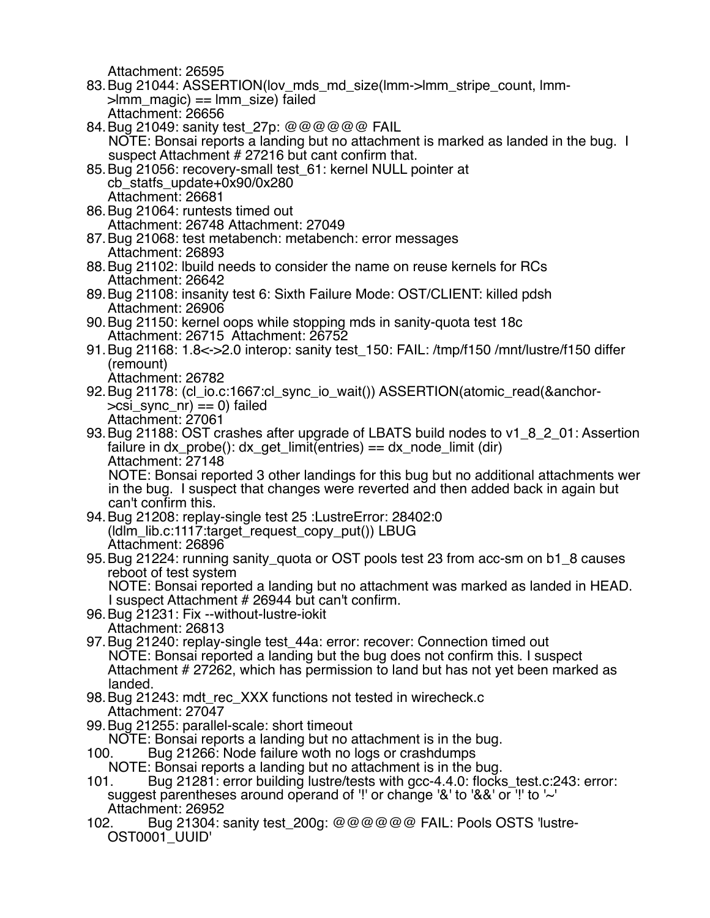Attachment: 26595

83. Bug 21044: ASSERTION(lov_mds_md_size(lmm->lmm_stripe_count, lmm->lmm_magic) == lmm_size) failed
    Attachment: 26656
84. Bug 21049: sanity test_27p: @@@@@@ FAIL
    NOTE: Bonsai reports a landing but no attachment is marked as landed in the bug. I suspect Attachment # 27216 but cant confirm that.
85. Bug 21056: recovery-small test_61: kernel NULL pointer at cb_statfs_update+0x90/0x280
    Attachment: 26681
86. Bug 21064: runtests timed out
    Attachment: 26748 Attachment: 27049
87. Bug 21068: test metabench: metabench: error messages
    Attachment: 26893
88. Bug 21102: lbuild needs to consider the name on reuse kernels for RCs
    Attachment: 26642
89. Bug 21108: insanity test 6: Sixth Failure Mode: OST/CLIENT: killed pdsh
    Attachment: 26906
90. Bug 21150: kernel oops while stopping mds in sanity-quota test 18c
    Attachment: 26715 Attachment: 26752
91. Bug 21168: 1.8<->2.0 interop: sanity test_150: FAIL: /tmp/f150 /mnt/lustre/f150 differ (remount)
    Attachment: 26782
92. Bug 21178: (cl_io.c:1667:cl_sync_io_wait()) ASSERTION(atomic_read(&anchor->csi_sync_nr) == 0) failed
    Attachment: 27061
93. Bug 21188: OST crashes after upgrade of LBATS build nodes to v1_8_2_01: Assertion failure in dx_probe(): dx_get_limit(entries) == dx_node_limit (dir)
    Attachment: 27148
    NOTE: Bonsai reported 3 other landings for this bug but no additional attachments wer in the bug. I suspect that changes were reverted and then added back in again but can't confirm this.
94. Bug 21208: replay-single test 25 :LustreError: 28402:0 (ldlm_lib.c:1117:target_request_copy_put()) LBUG
    Attachment: 26896
95. Bug 21224: running sanity_quota or OST pools test 23 from acc-sm on b1_8 causes reboot of test system
    NOTE: Bonsai reported a landing but no attachment was marked as landed in HEAD. I suspect Attachment # 26944 but can't confirm.
96. Bug 21231: Fix --without-lustre-iokit
    Attachment: 26813
97. Bug 21240: replay-single test_44a: error: recover: Connection timed out
    NOTE: Bonsai reported a landing but the bug does not confirm this. I suspect Attachment # 27262, which has permission to land but has not yet been marked as landed.
98. Bug 21243: mdt_rec_XXX functions not tested in wirecheck.c
    Attachment: 27047
99. Bug 21255: parallel-scale: short timeout
    NOTE: Bonsai reports a landing but no attachment is in the bug.
100. Bug 21266: Node failure woth no logs or crashdumps
    NOTE: Bonsai reports a landing but no attachment is in the bug.
101. Bug 21281: error building lustre/tests with gcc-4.4.0: flocks_test.c:243: error: suggest parentheses around operand of '!' or change '&' to '&&' or '!' to '~'
    Attachment: 26952
102. Bug 21304: sanity test_200g: @@@@@@ FAIL: Pools OSTS 'lustre-OST0001_UUID'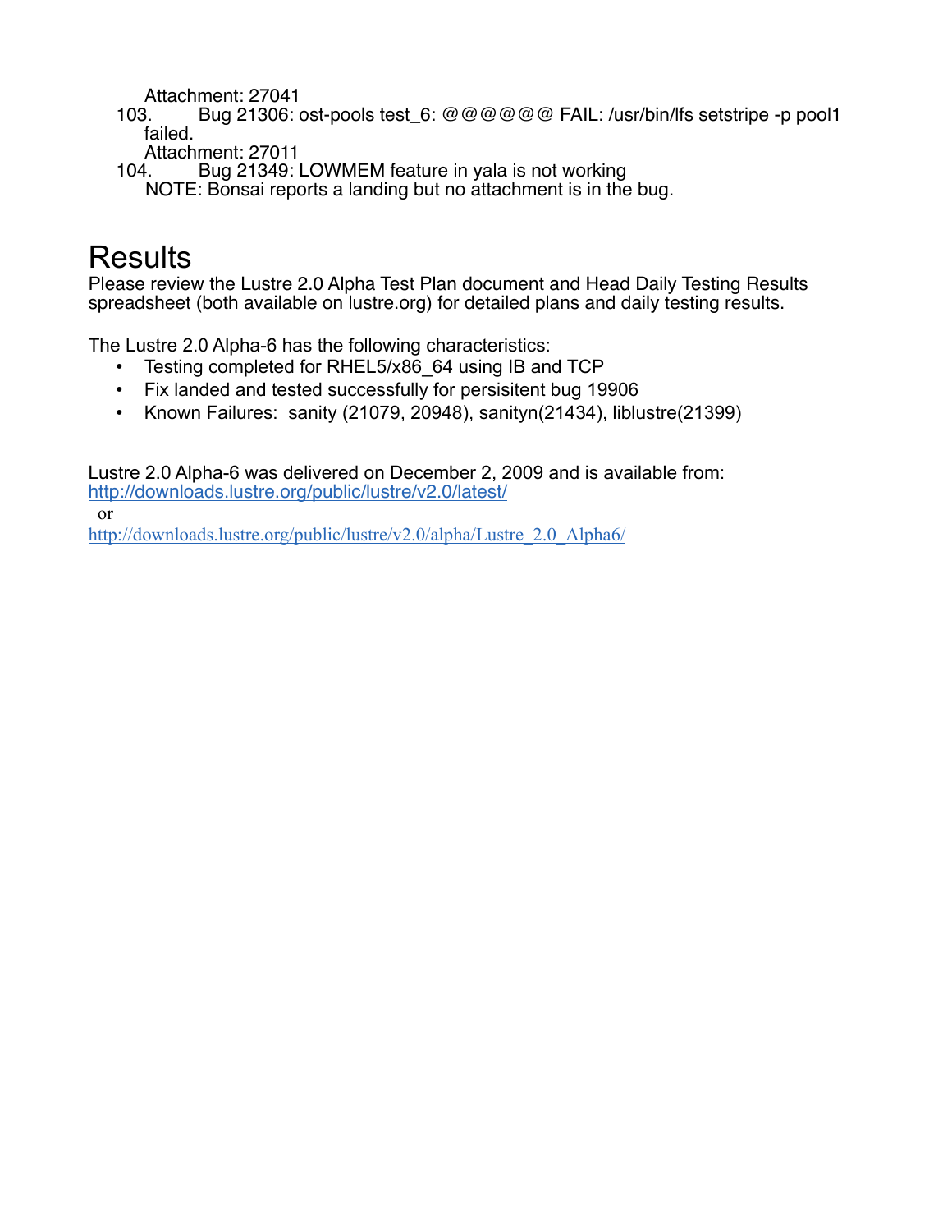Attachment: 27041

103. Bug 21306: ost-pools test_6: @@@@@@ FAIL: /usr/bin/lfs setstripe -p pool1 failed.
   Attachment: 27011
104. Bug 21349: LOWMEM feature in yala is not working
   NOTE: Bonsai reports a landing but no attachment is in the bug.

# Results

Please review the Lustre 2.0 Alpha Test Plan document and Head Daily Testing Results spreadsheet (both available on lustre.org) for detailed plans and daily testing results.

The Lustre 2.0 Alpha-6 has the following characteristics:

- Testing completed for RHEL5/x86_64 using IB and TCP
- Fix landed and tested successfully for persisitent bug 19906
- Known Failures: sanity (21079, 20948), sanityn(21434), liblustre(21399)

Lustre 2.0 Alpha-6 was delivered on December 2, 2009 and is available from:
http://downloads.lustre.org/public/lustre/v2.0/latest/
or
http://downloads.lustre.org/public/lustre/v2.0/alpha/Lustre_2.0_Alpha6/